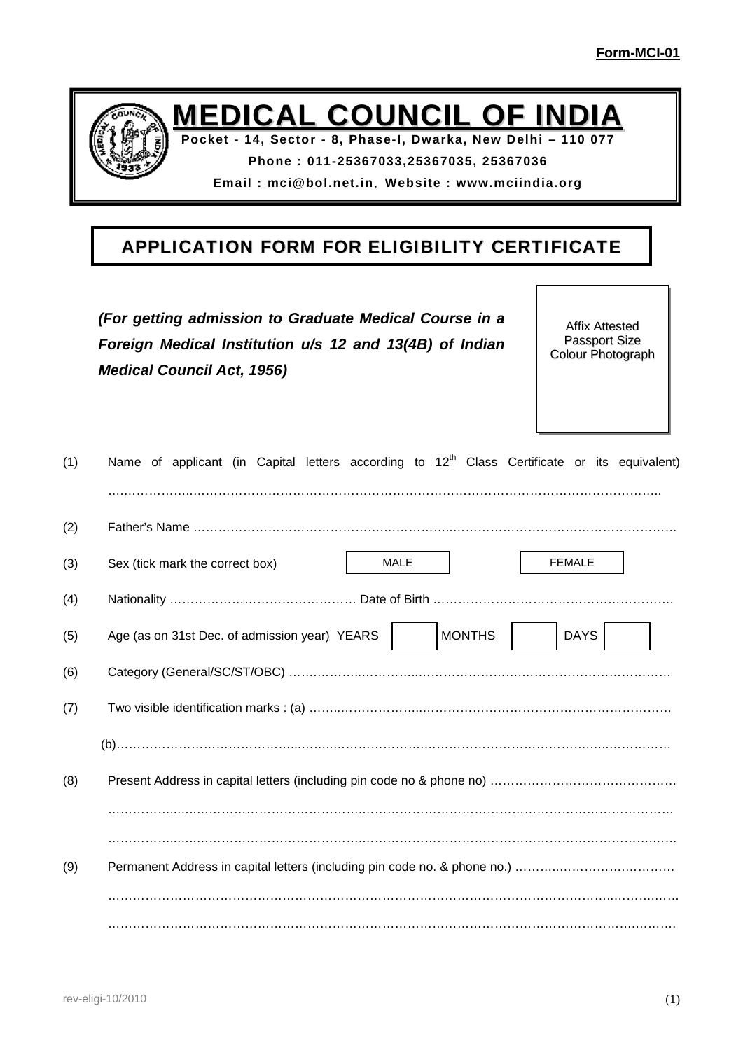**Form-MCI-01**

# MEDICAL COUNCIL OF INDIA

**Pocket - 14, Sector - 8, Phase-I, Dwarka, New Delhi – 110 077**

**Phone : 011-25367033,25367035, 25367036**

**Email : mci@bol.net.in, Website : www.mciindia.org**

## APPLICATION FORM FOR ELIGIBILITY CERTIFICATE

***(For getting admission to Graduate Medical Course in a Foreign Medical Institution u/s 12 and 13(4B) of Indian Medical Council Act, 1956)***

Affix Attested Passport Size Colour Photograph

(1) Name of applicant (in Capital letters according to 12th Class Certificate or its equivalent) ……………………………………………………………………………………………………………

(2) Father's Name ……………………………………………………………………………………………

(3) Sex (tick mark the correct box) [ MALE ] [ FEMALE ]

(4) Nationality ……………………………………… Date of Birth ………………………………………………

(5) Age (as on 31st Dec. of admission year) YEARS [ ] MONTHS [ ] DAYS [ ]

(6) Category (General/SC/ST/OBC) ……………………………………………………………………………

(7) Two visible identification marks : (a) ………………………………………………………………………

(b)……………………………………………………………………………………………………………

(8) Present Address in capital letters (including pin code no & phone no) ………………………………………

……………………………………………………………………………………………………………

……………………………………………………………………………………………………………

(9) Permanent Address in capital letters (including pin code no. & phone no.) …………………………………

……………………………………………………………………………………………………………

……………………………………………………………………………………………………………

rev-eligi-10/2010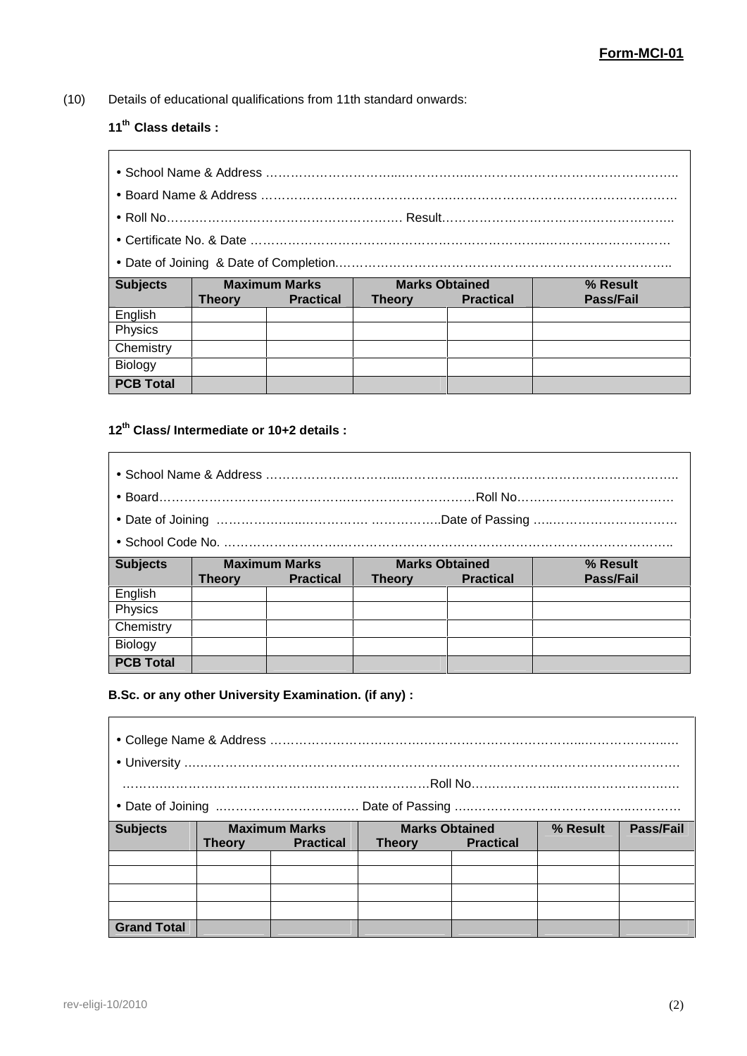**Form-MCI-01**

(10) Details of educational qualifications from 11th standard onwards:

**11th Class details :**

- School Name & Address ……………………………………………………………………………………………
- Board Name & Address ……………………………………………………………………………………………
- Roll No…………………………………………………… Result…………………………………………………
- Certificate No. & Date ……………………………………………………………………………………………
- Date of Joining & Date of Completion………………………………………………………………………

| Subjects | Maximum Marks | | Marks Obtained | | % Result Pass/Fail |
|---|---|---|---|---|---|
| | Theory | Practical | Theory | Practical | |
| English | | | | | |
| Physics | | | | | |
| Chemistry | | | | | |
| Biology | | | | | |
| **PCB Total** | | | | | |

**12th Class/ Intermediate or 10+2 details :**

- School Name & Address ……………………………………………………………………………………………
- Board……………………………………………………………………Roll No……………………………………
- Date of Joining ……………………………… ……………..Date of Passing ……………………………
- School Code No. ……………………………………………………………………………………………

| Subjects | Maximum Marks | | Marks Obtained | | % Result Pass/Fail |
|---|---|---|---|---|---|
| | Theory | Practical | Theory | Practical | |
| English | | | | | |
| Physics | | | | | |
| Chemistry | | | | | |
| Biology | | | | | |
| **PCB Total** | | | | | |

**B.Sc. or any other University Examination. (if any) :**

- College Name & Address ……………………………………………………………………………………
- University ……………………………………………………………………………………………………
  ………………………………………………………………Roll No……………………………………………
- Date of Joining ……………………………… Date of Passing ……………………………………………

| Subjects | Maximum Marks | | Marks Obtained | | % Result | Pass/Fail |
|---|---|---|---|---|---|---|
| | Theory | Practical | Theory | Practical | | |
| | | | | | | |
| | | | | | | |
| | | | | | | |
| | | | | | | |
| **Grand Total** | | | | | | |

rev-eligi-10/2010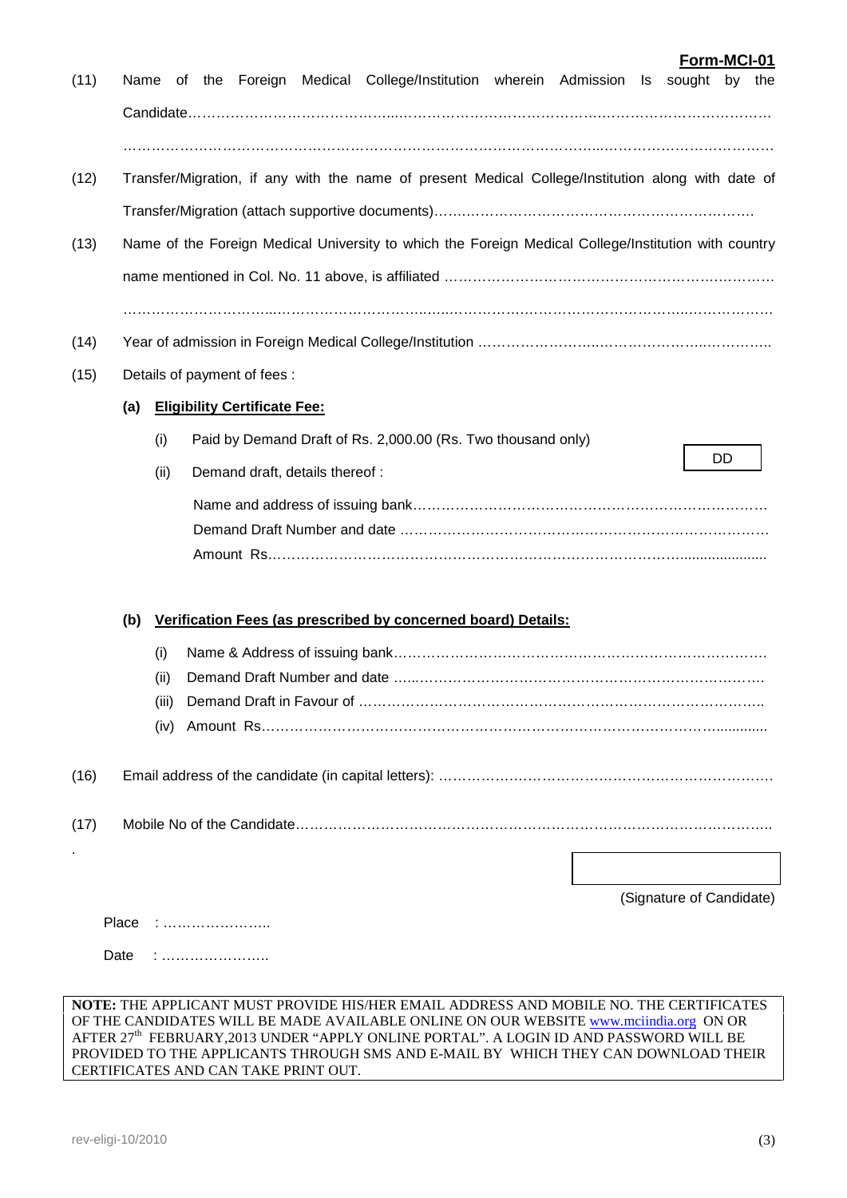**Form-MCI-01**

(11) Name of the Foreign Medical College/Institution wherein Admission Is sought by the Candidate……………………………………...……………………………………..……………………………

……………………………………………………………………………………...……………………………

(12) Transfer/Migration, if any with the name of present Medical College/Institution along with date of Transfer/Migration (attach supportive documents)…….……………………………………………………….

(13) Name of the Foreign Medical University to which the Foreign Medical College/Institution with country name mentioned in Col. No. 11 above, is affiliated …………………………………………………….………

…………………………...………………………..…..……………………………………………..……………

(14) Year of admission in Foreign Medical College/Institution ……………………...…………………..…………..

(15) Details of payment of fees :

**(a) Eligibility Certificate Fee:**

(i) Paid by Demand Draft of Rs. 2,000.00 (Rs. Two thousand only) DD

(ii) Demand draft, details thereof :

Name and address of issuing bank…………………………………………………………………

Demand Draft Number and date ……………………………………………………………………

Amount Rs…………………………………………………………………………………....................

**(b) Verification Fees (as prescribed by concerned board) Details:**

(i) Name & Address of issuing bank…………………………………………………………………….

(ii) Demand Draft Number and date …...…………………………………………………………………

(iii) Demand Draft in Favour of …………………………………………………………………………..

(iv) Amount Rs…………………………………………………………………………………….............

(16) Email address of the candidate (in capital letters): ……………………………………………………………

(17) Mobile No of the Candidate……………………………………………………………………………………..

(Signature of Candidate)

Place : …………………..

Date : …………………..

**NOTE:** THE APPLICANT MUST PROVIDE HIS/HER EMAIL ADDRESS AND MOBILE NO. THE CERTIFICATES OF THE CANDIDATES WILL BE MADE AVAILABLE ONLINE ON OUR WEBSITE www.mciindia.org ON OR AFTER 27th FEBRUARY,2013 UNDER "APPLY ONLINE PORTAL". A LOGIN ID AND PASSWORD WILL BE PROVIDED TO THE APPLICANTS THROUGH SMS AND E-MAIL BY WHICH THEY CAN DOWNLOAD THEIR CERTIFICATES AND CAN TAKE PRINT OUT.

rev-eligi-10/2010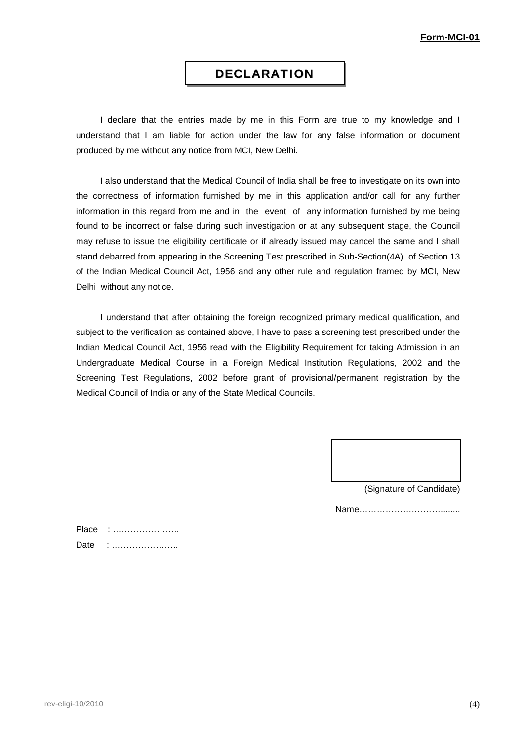**Form-MCI-01**

# DECLARATION

I declare that the entries made by me in this Form are true to my knowledge and I understand that I am liable for action under the law for any false information or document produced by me without any notice from MCI, New Delhi.

I also understand that the Medical Council of India shall be free to investigate on its own into the correctness of information furnished by me in this application and/or call for any further information in this regard from me and in the event of any information furnished by me being found to be incorrect or false during such investigation or at any subsequent stage, the Council may refuse to issue the eligibility certificate or if already issued may cancel the same and I shall stand debarred from appearing in the Screening Test prescribed in Sub-Section(4A) of Section 13 of the Indian Medical Council Act, 1956 and any other rule and regulation framed by MCI, New Delhi without any notice.

I understand that after obtaining the foreign recognized primary medical qualification, and subject to the verification as contained above, I have to pass a screening test prescribed under the Indian Medical Council Act, 1956 read with the Eligibility Requirement for taking Admission in an Undergraduate Medical Course in a Foreign Medical Institution Regulations, 2002 and the Screening Test Regulations, 2002 before grant of provisional/permanent registration by the Medical Council of India or any of the State Medical Councils.

(Signature of Candidate)

Name…………………………......

Place : …………………..

Date : …………………..

rev-eligi-10/2010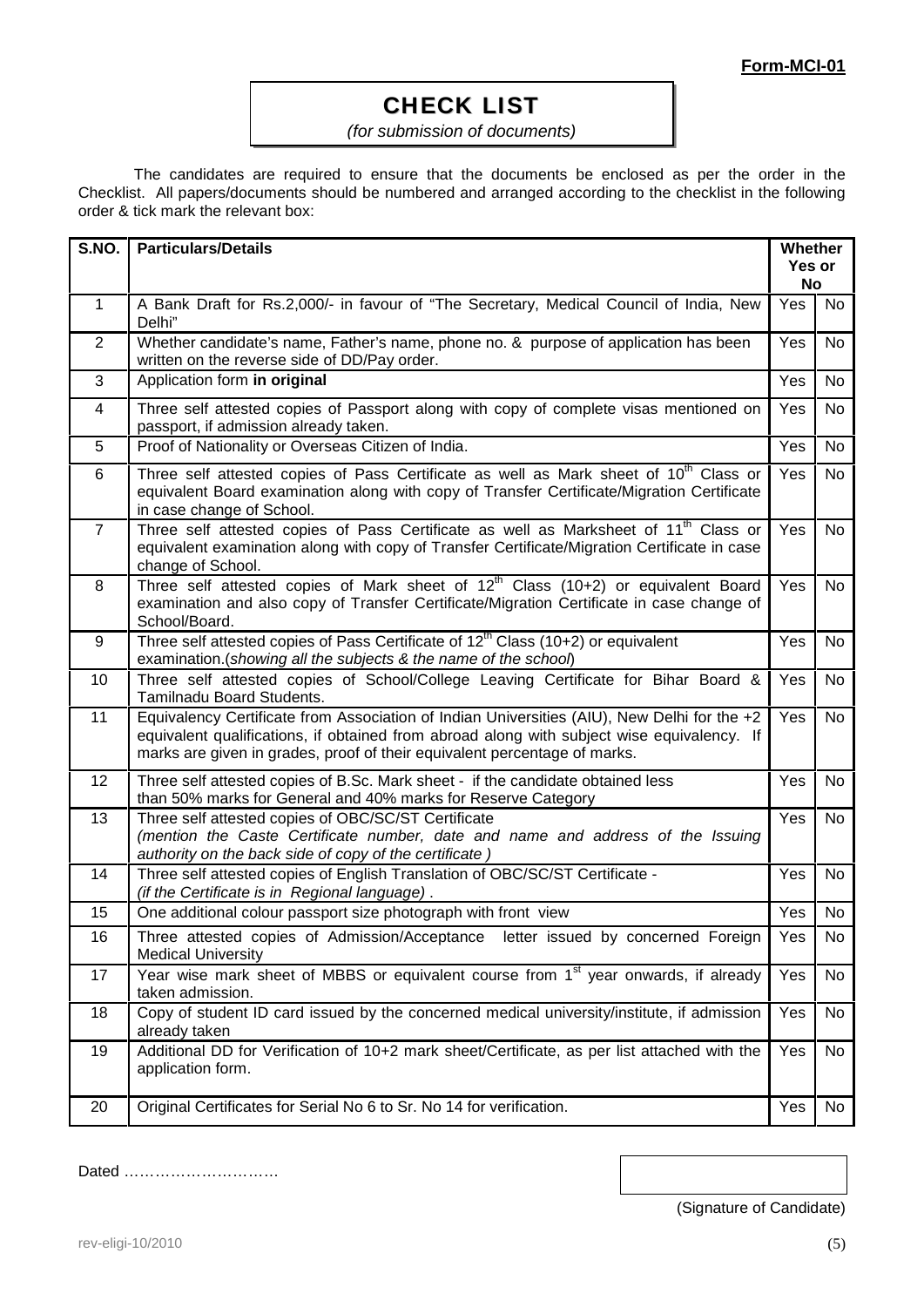**Form-MCI-01**

# CHECK LIST

*(for submission of documents)*

The candidates are required to ensure that the documents be enclosed as per the order in the Checklist. All papers/documents should be numbered and arranged according to the checklist in the following order & tick mark the relevant box:

| S.NO. | Particulars/Details | Whether Yes or No | |
|---|---|---|---|
| 1 | A Bank Draft for Rs.2,000/- in favour of "The Secretary, Medical Council of India, New Delhi" | Yes | No |
| 2 | Whether candidate's name, Father's name, phone no. & purpose of application has been written on the reverse side of DD/Pay order. | Yes | No |
| 3 | Application form **in original** | Yes | No |
| 4 | Three self attested copies of Passport along with copy of complete visas mentioned on passport, if admission already taken. | Yes | No |
| 5 | Proof of Nationality or Overseas Citizen of India. | Yes | No |
| 6 | Three self attested copies of Pass Certificate as well as Mark sheet of 10th Class or equivalent Board examination along with copy of Transfer Certificate/Migration Certificate in case change of School. | Yes | No |
| 7 | Three self attested copies of Pass Certificate as well as Marksheet of 11th Class or equivalent examination along with copy of Transfer Certificate/Migration Certificate in case change of School. | Yes | No |
| 8 | Three self attested copies of Mark sheet of 12th Class (10+2) or equivalent Board examination and also copy of Transfer Certificate/Migration Certificate in case change of School/Board. | Yes | No |
| 9 | Three self attested copies of Pass Certificate of 12th Class (10+2) or equivalent examination.(*showing all the subjects & the name of the school*) | Yes | No |
| 10 | Three self attested copies of School/College Leaving Certificate for Bihar Board & Tamilnadu Board Students. | Yes | No |
| 11 | Equivalency Certificate from Association of Indian Universities (AIU), New Delhi for the +2 equivalent qualifications, if obtained from abroad along with subject wise equivalency. If marks are given in grades, proof of their equivalent percentage of marks. | Yes | No |
| 12 | Three self attested copies of B.Sc. Mark sheet - if the candidate obtained less than 50% marks for General and 40% marks for Reserve Category | Yes | No |
| 13 | Three self attested copies of OBC/SC/ST Certificate *(mention the Caste Certificate number, date and name and address of the Issuing authority on the back side of copy of the certificate )* | Yes | No |
| 14 | Three self attested copies of English Translation of OBC/SC/ST Certificate - *(if the Certificate is in Regional language)* . | Yes | No |
| 15 | One additional colour passport size photograph with front view | Yes | No |
| 16 | Three attested copies of Admission/Acceptance letter issued by concerned Foreign Medical University | Yes | No |
| 17 | Year wise mark sheet of MBBS or equivalent course from 1st year onwards, if already taken admission. | Yes | No |
| 18 | Copy of student ID card issued by the concerned medical university/institute, if admission already taken | Yes | No |
| 19 | Additional DD for Verification of 10+2 mark sheet/Certificate, as per list attached with the application form. | Yes | No |
| 20 | Original Certificates for Serial No 6 to Sr. No 14 for verification. | Yes | No |

Dated …………………………

(Signature of Candidate)

rev-eligi-10/2010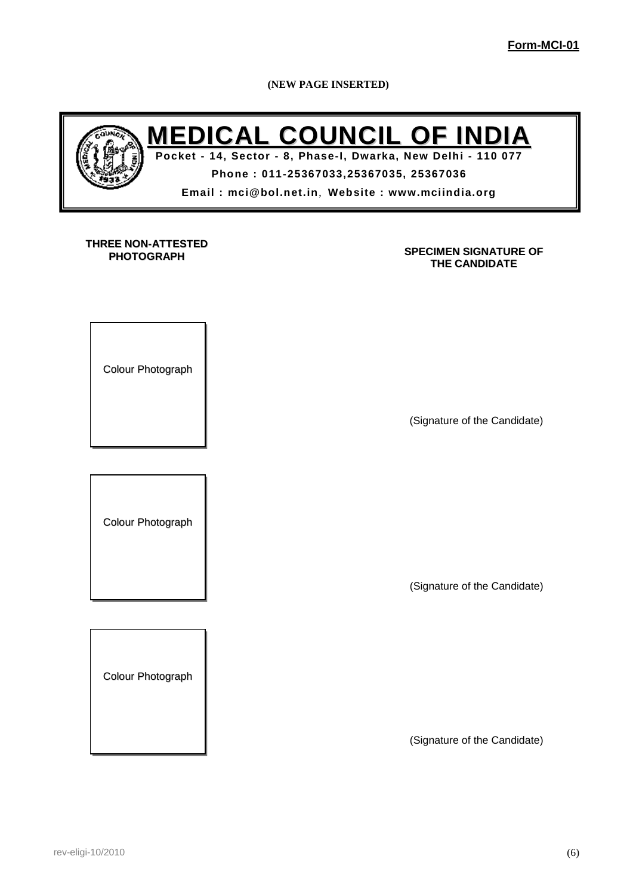**Form-MCI-01**

**(NEW PAGE INSERTED)**

# MEDICAL COUNCIL OF INDIA

**Pocket - 14, Sector - 8, Phase-I, Dwarka, New Delhi - 110 077**

**Phone : 011-25367033,25367035, 25367036**

**Email : mci@bol.net.in, Website : www.mciindia.org**

| THREE NON-ATTESTED PHOTOGRAPH | SPECIMEN SIGNATURE OF THE CANDIDATE |
|---|---|
| Colour Photograph | (Signature of the Candidate) |
| Colour Photograph | (Signature of the Candidate) |
| Colour Photograph | (Signature of the Candidate) |

rev-eligi-10/2010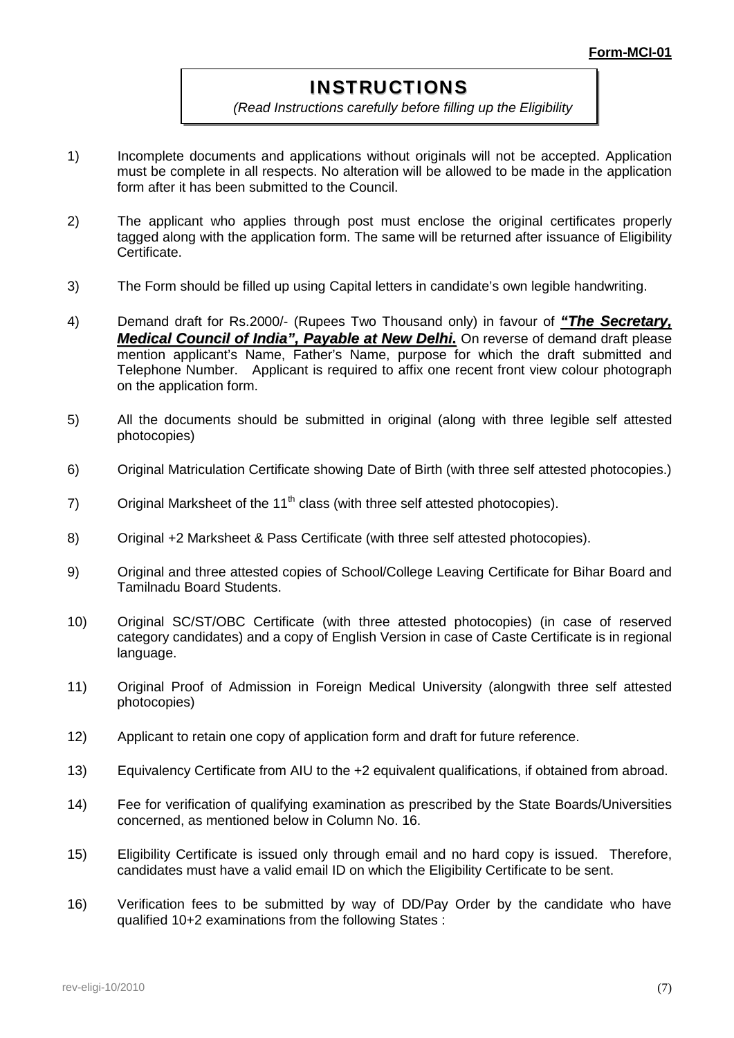**Form-MCI-01**

# INSTRUCTIONS

*(Read Instructions carefully before filling up the Eligibility*

1) Incomplete documents and applications without originals will not be accepted. Application must be complete in all respects. No alteration will be allowed to be made in the application form after it has been submitted to the Council.

2) The applicant who applies through post must enclose the original certificates properly tagged along with the application form. The same will be returned after issuance of Eligibility Certificate.

3) The Form should be filled up using Capital letters in candidate's own legible handwriting.

4) Demand draft for Rs.2000/- (Rupees Two Thousand only) in favour of ***"The Secretary, Medical Council of India", Payable at New Delhi.*** On reverse of demand draft please mention applicant's Name, Father's Name, purpose for which the draft submitted and Telephone Number. Applicant is required to affix one recent front view colour photograph on the application form.

5) All the documents should be submitted in original (along with three legible self attested photocopies)

6) Original Matriculation Certificate showing Date of Birth (with three self attested photocopies.)

7) Original Marksheet of the 11th class (with three self attested photocopies).

8) Original +2 Marksheet & Pass Certificate (with three self attested photocopies).

9) Original and three attested copies of School/College Leaving Certificate for Bihar Board and Tamilnadu Board Students.

10) Original SC/ST/OBC Certificate (with three attested photocopies) (in case of reserved category candidates) and a copy of English Version in case of Caste Certificate is in regional language.

11) Original Proof of Admission in Foreign Medical University (alongwith three self attested photocopies)

12) Applicant to retain one copy of application form and draft for future reference.

13) Equivalency Certificate from AIU to the +2 equivalent qualifications, if obtained from abroad.

14) Fee for verification of qualifying examination as prescribed by the State Boards/Universities concerned, as mentioned below in Column No. 16.

15) Eligibility Certificate is issued only through email and no hard copy is issued. Therefore, candidates must have a valid email ID on which the Eligibility Certificate to be sent.

16) Verification fees to be submitted by way of DD/Pay Order by the candidate who have qualified 10+2 examinations from the following States :

rev-eligi-10/2010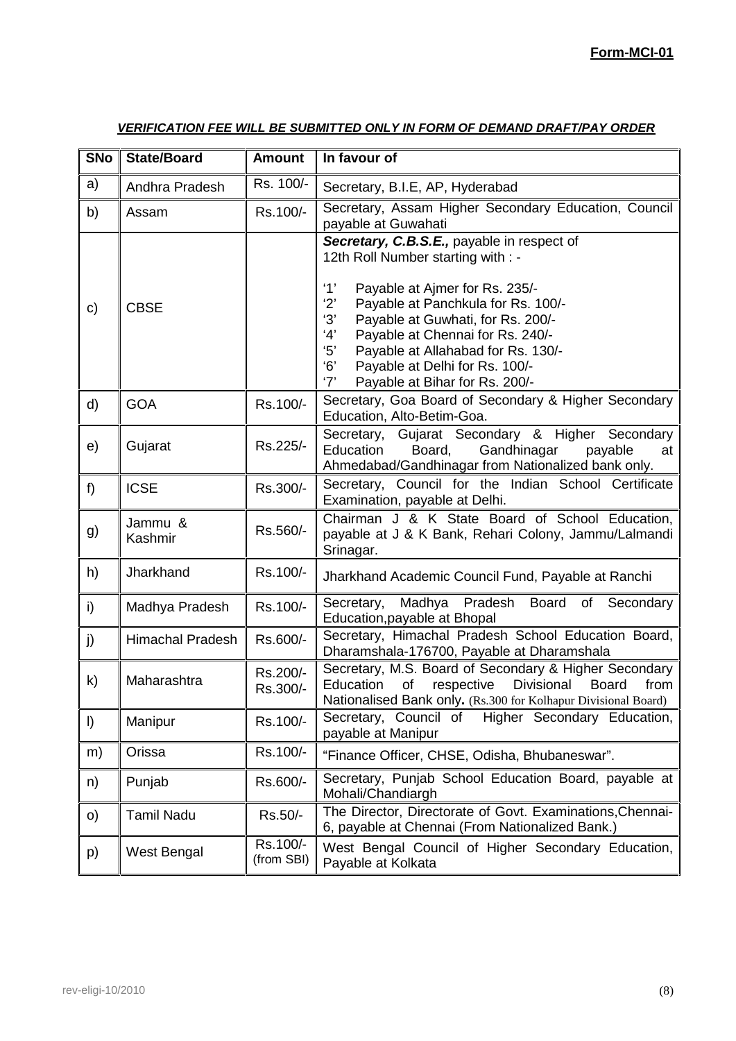**Form-MCI-01**

***VERIFICATION FEE WILL BE SUBMITTED ONLY IN FORM OF DEMAND DRAFT/PAY ORDER***

| SNo | State/Board | Amount | In favour of |
|---|---|---|---|
| a) | Andhra Pradesh | Rs. 100/- | Secretary, B.I.E, AP, Hyderabad |
| b) | Assam | Rs.100/- | Secretary, Assam Higher Secondary Education, Council payable at Guwahati |
| c) | CBSE | | ***Secretary, C.B.S.E.,*** payable in respect of 12th Roll Number starting with : - <br> '1' Payable at Ajmer for Rs. 235/- <br> '2' Payable at Panchkula for Rs. 100/- <br> '3' Payable at Guwhati, for Rs. 200/- <br> '4' Payable at Chennai for Rs. 240/- <br> '5' Payable at Allahabad for Rs. 130/- <br> '6' Payable at Delhi for Rs. 100/- <br> '7' Payable at Bihar for Rs. 200/- |
| d) | GOA | Rs.100/- | Secretary, Goa Board of Secondary & Higher Secondary Education, Alto-Betim-Goa. |
| e) | Gujarat | Rs.225/- | Secretary, Gujarat Secondary & Higher Secondary Education Board, Gandhinagar payable at Ahmedabad/Gandhinagar from Nationalized bank only. |
| f) | ICSE | Rs.300/- | Secretary, Council for the Indian School Certificate Examination, payable at Delhi. |
| g) | Jammu & Kashmir | Rs.560/- | Chairman J & K State Board of School Education, payable at J & K Bank, Rehari Colony, Jammu/Lalmandi Srinagar. |
| h) | Jharkhand | Rs.100/- | Jharkhand Academic Council Fund, Payable at Ranchi |
| i) | Madhya Pradesh | Rs.100/- | Secretary, Madhya Pradesh Board of Secondary Education,payable at Bhopal |
| j) | Himachal Pradesh | Rs.600/- | Secretary, Himachal Pradesh School Education Board, Dharamshala-176700, Payable at Dharamshala |
| k) | Maharashtra | Rs.200/- <br> Rs.300/- | Secretary, M.S. Board of Secondary & Higher Secondary Education of respective Divisional Board from Nationalised Bank only**.** (Rs.300 for Kolhapur Divisional Board) |
| l) | Manipur | Rs.100/- | Secretary, Council of Higher Secondary Education, payable at Manipur |
| m) | Orissa | Rs.100/- | "Finance Officer, CHSE, Odisha, Bhubaneswar". |
| n) | Punjab | Rs.600/- | Secretary, Punjab School Education Board, payable at Mohali/Chandiargh |
| o) | Tamil Nadu | Rs.50/- | The Director, Directorate of Govt. Examinations,Chennai-6, payable at Chennai (From Nationalized Bank.) |
| p) | West Bengal | Rs.100/- (from SBI) | West Bengal Council of Higher Secondary Education, Payable at Kolkata |

rev-eligi-10/2010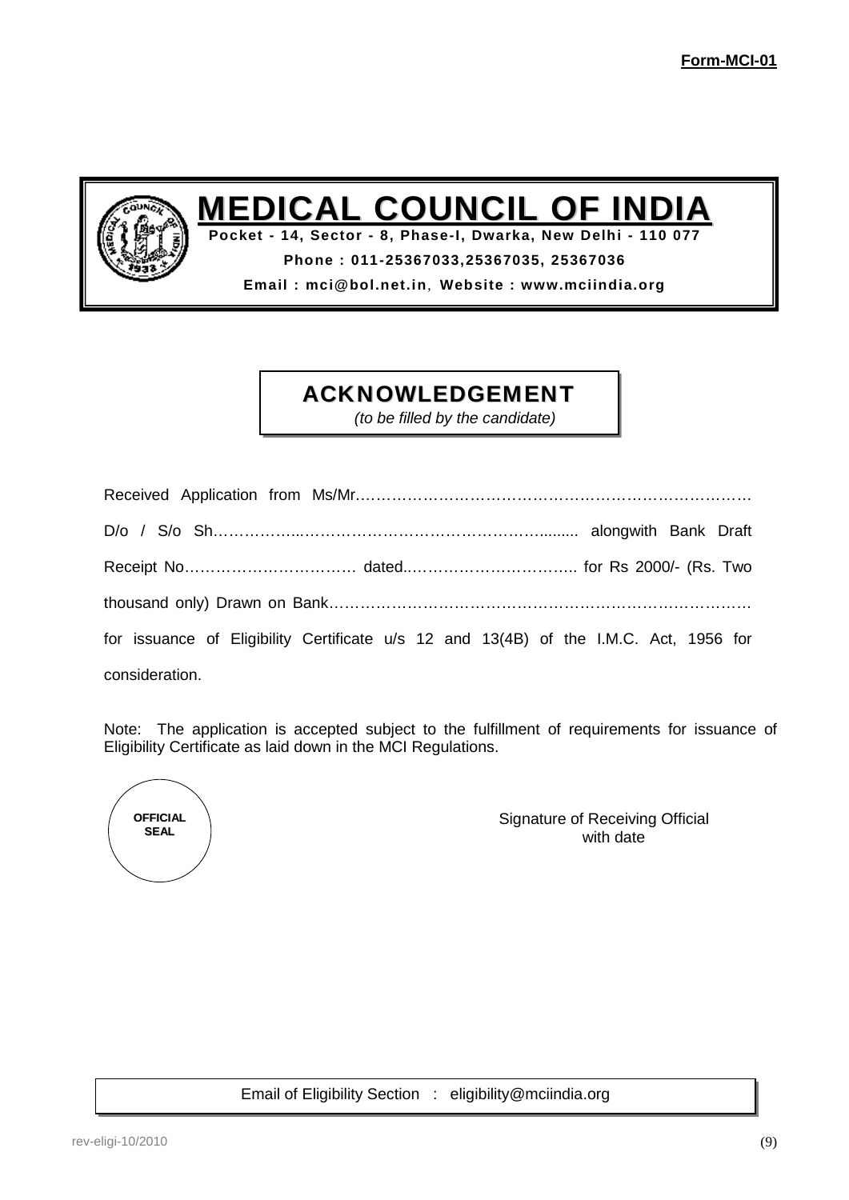**Form-MCI-01**

# MEDICAL COUNCIL OF INDIA

**Pocket - 14, Sector - 8, Phase-I, Dwarka, New Delhi - 110 077**

**Phone : 011-25367033,25367035, 25367036**

**Email : mci@bol.net.in, Website : www.mciindia.org**

## ACKNOWLEDGEMENT

*(to be filled by the candidate)*

Received Application from Ms/Mr.………………………………………………………………… D/o / S/o Sh……………..…………………………………………......... alongwith Bank Draft Receipt No…………………………… dated..………………………….. for Rs 2000/- (Rs. Two thousand only) Drawn on Bank……………………………………………………………………… for issuance of Eligibility Certificate u/s 12 and 13(4B) of the I.M.C. Act, 1956 for consideration.

Note: The application is accepted subject to the fulfillment of requirements for issuance of Eligibility Certificate as laid down in the MCI Regulations.

**OFFICIAL SEAL**

Signature of Receiving Official
with date

Email of Eligibility Section : eligibility@mciindia.org

rev-eligi-10/2010